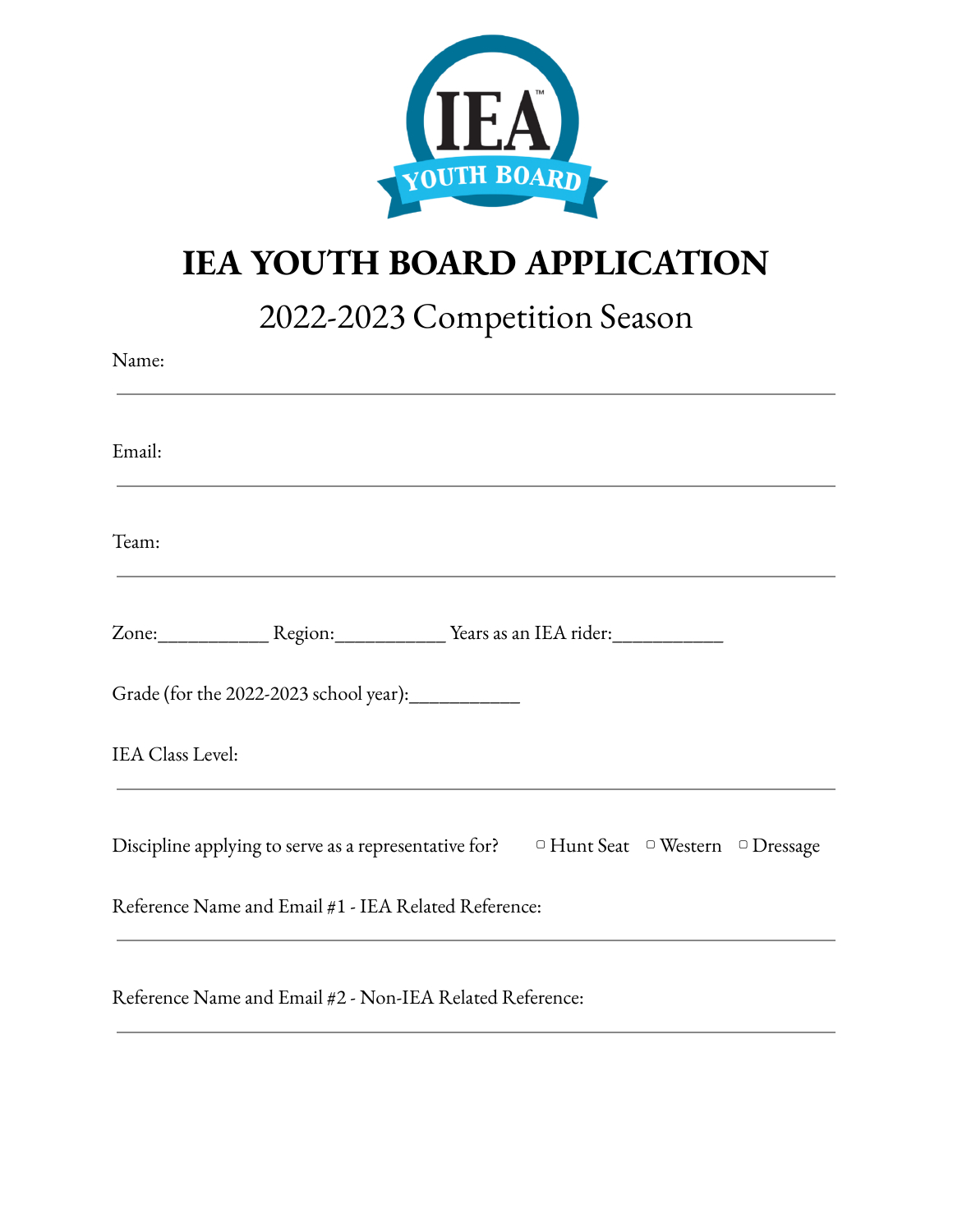# IEA YOUTH BOARD APPLICATION

## 2022-2023 Competition Season

Name:

___

Email:

___

Team:

___

Zone:___________ Region:___________ Years as an IEA rider:___________

Grade (for the 2022-2023 school year):___________

IEA Class Level:

___

Discipline applying to serve as a representative for? ▢ Hunt Seat ▢ Western ▢ Dressage

Reference Name and Email #1 - IEA Related Reference:

___

Reference Name and Email #2 - Non-IEA Related Reference:

___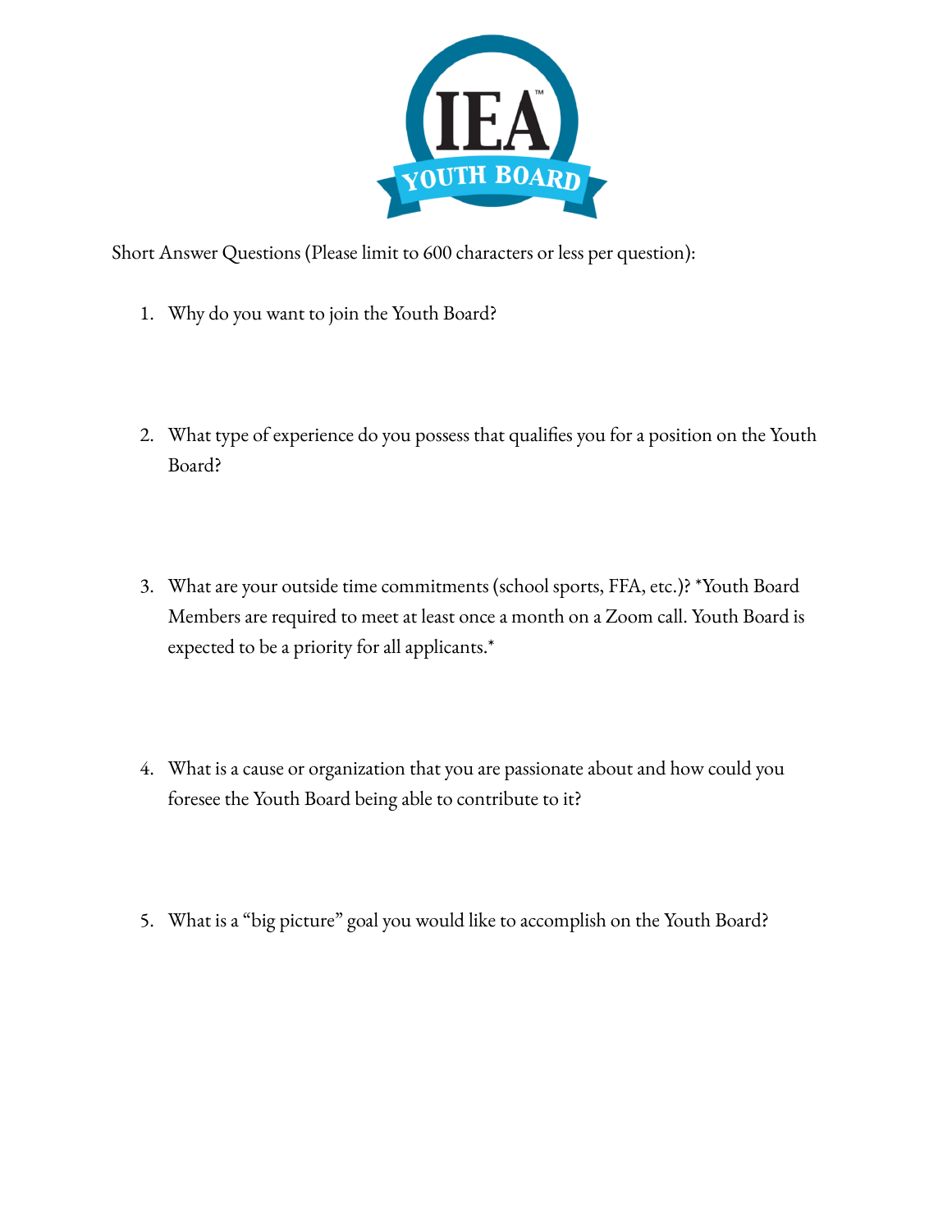Short Answer Questions (Please limit to 600 characters or less per question):

1. Why do you want to join the Youth Board?

2. What type of experience do you possess that qualifies you for a position on the Youth Board?

3. What are your outside time commitments (school sports, FFA, etc.)? *Youth Board Members are required to meet at least once a month on a Zoom call. Youth Board is expected to be a priority for all applicants.*

4. What is a cause or organization that you are passionate about and how could you foresee the Youth Board being able to contribute to it?

5. What is a "big picture" goal you would like to accomplish on the Youth Board?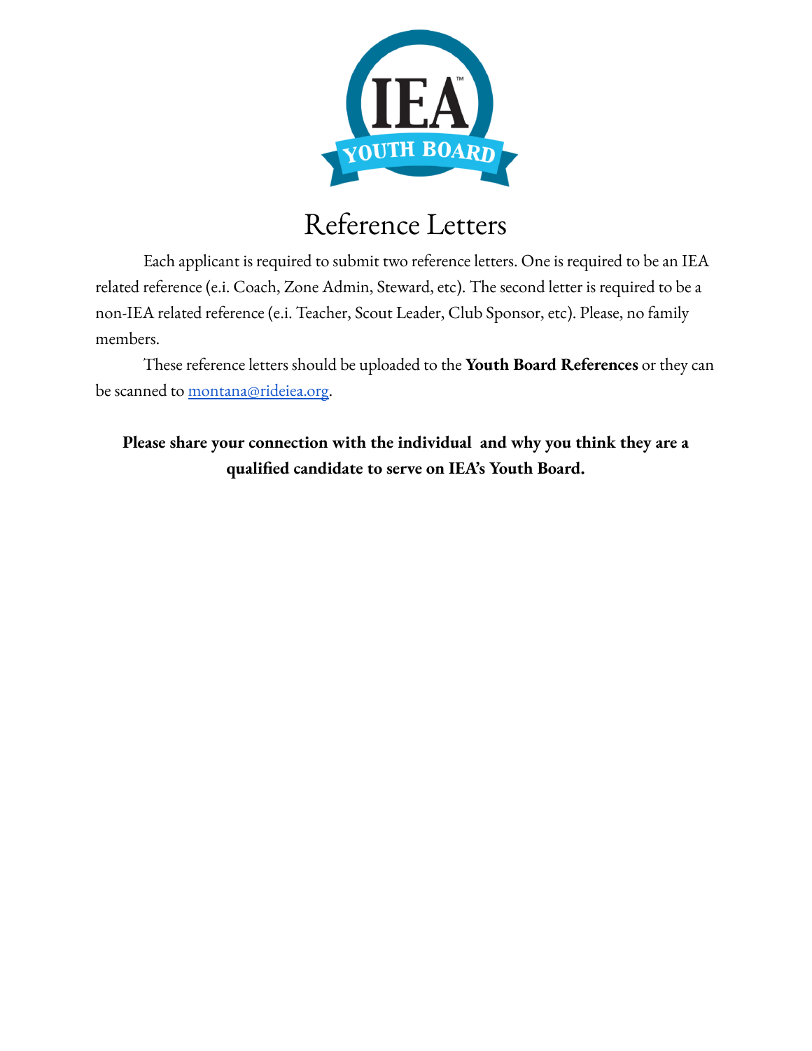# Reference Letters

Each applicant is required to submit two reference letters. One is required to be an IEA related reference (e.i. Coach, Zone Admin, Steward, etc). The second letter is required to be a non-IEA related reference (e.i. Teacher, Scout Leader, Club Sponsor, etc). Please, no family members.

These reference letters should be uploaded to the **Youth Board References** or they can be scanned to [montana@rideiea.org](mailto:montana@rideiea.org).

**Please share your connection with the individual and why you think they are a qualified candidate to serve on IEA's Youth Board.**